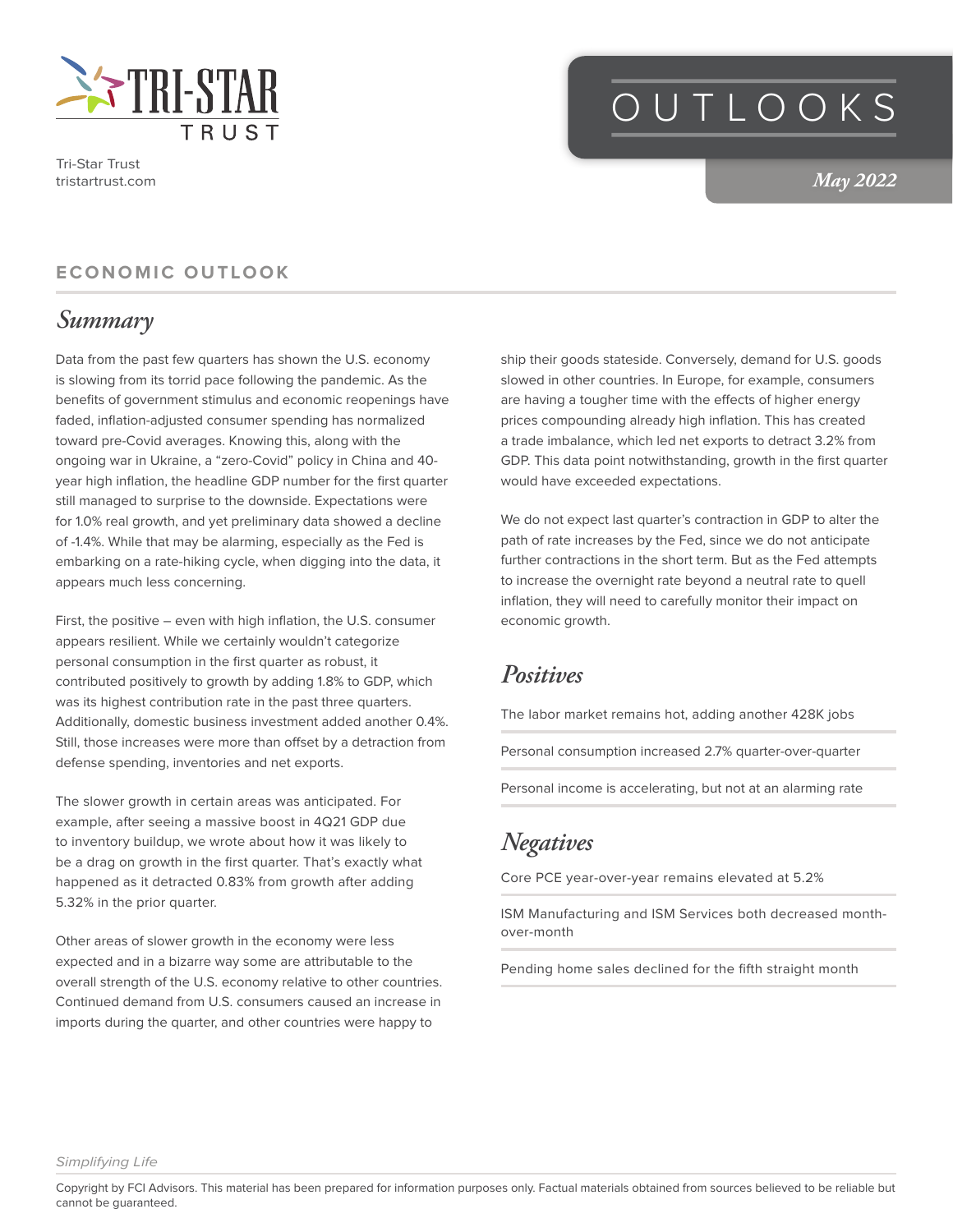Tri-Star Trust
tristartrust.com

# OUTLOOKS

*May 2022*

## ECONOMIC OUTLOOK

### *Summary*

Data from the past few quarters has shown the U.S. economy is slowing from its torrid pace following the pandemic. As the benefits of government stimulus and economic reopenings have faded, inflation-adjusted consumer spending has normalized toward pre-Covid averages. Knowing this, along with the ongoing war in Ukraine, a "zero-Covid" policy in China and 40-year high inflation, the headline GDP number for the first quarter still managed to surprise to the downside. Expectations were for 1.0% real growth, and yet preliminary data showed a decline of -1.4%. While that may be alarming, especially as the Fed is embarking on a rate-hiking cycle, when digging into the data, it appears much less concerning.

First, the positive – even with high inflation, the U.S. consumer appears resilient. While we certainly wouldn't categorize personal consumption in the first quarter as robust, it contributed positively to growth by adding 1.8% to GDP, which was its highest contribution rate in the past three quarters. Additionally, domestic business investment added another 0.4%. Still, those increases were more than offset by a detraction from defense spending, inventories and net exports.

The slower growth in certain areas was anticipated. For example, after seeing a massive boost in 4Q21 GDP due to inventory buildup, we wrote about how it was likely to be a drag on growth in the first quarter. That's exactly what happened as it detracted 0.83% from growth after adding 5.32% in the prior quarter.

Other areas of slower growth in the economy were less expected and in a bizarre way some are attributable to the overall strength of the U.S. economy relative to other countries. Continued demand from U.S. consumers caused an increase in imports during the quarter, and other countries were happy to ship their goods stateside. Conversely, demand for U.S. goods slowed in other countries. In Europe, for example, consumers are having a tougher time with the effects of higher energy prices compounding already high inflation. This has created a trade imbalance, which led net exports to detract 3.2% from GDP. This data point notwithstanding, growth in the first quarter would have exceeded expectations.

We do not expect last quarter's contraction in GDP to alter the path of rate increases by the Fed, since we do not anticipate further contractions in the short term. But as the Fed attempts to increase the overnight rate beyond a neutral rate to quell inflation, they will need to carefully monitor their impact on economic growth.

### *Positives*

- The labor market remains hot, adding another 428K jobs
- Personal consumption increased 2.7% quarter-over-quarter
- Personal income is accelerating, but not at an alarming rate

### *Negatives*

- Core PCE year-over-year remains elevated at 5.2%
- ISM Manufacturing and ISM Services both decreased month-over-month
- Pending home sales declined for the fifth straight month

*Simplifying Life*

Copyright by FCI Advisors. This material has been prepared for information purposes only. Factual materials obtained from sources believed to be reliable but cannot be guaranteed.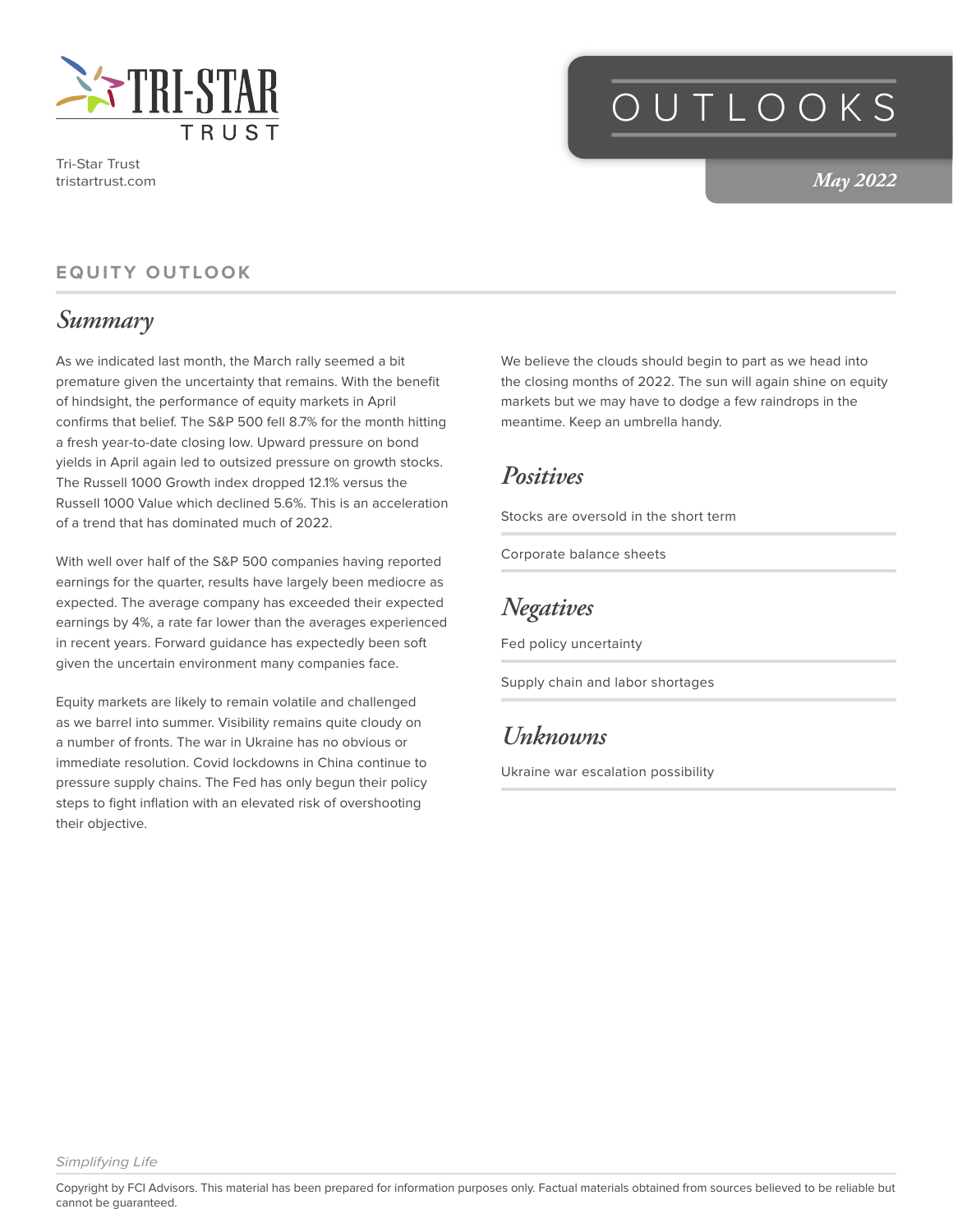Tri-Star Trust
tristartrust.com

# OUTLOOKS

*May 2022*

## EQUITY OUTLOOK

### *Summary*

As we indicated last month, the March rally seemed a bit premature given the uncertainty that remains. With the benefit of hindsight, the performance of equity markets in April confirms that belief. The S&P 500 fell 8.7% for the month hitting a fresh year-to-date closing low. Upward pressure on bond yields in April again led to outsized pressure on growth stocks. The Russell 1000 Growth index dropped 12.1% versus the Russell 1000 Value which declined 5.6%. This is an acceleration of a trend that has dominated much of 2022.

With well over half of the S&P 500 companies having reported earnings for the quarter, results have largely been mediocre as expected. The average company has exceeded their expected earnings by 4%, a rate far lower than the averages experienced in recent years. Forward guidance has expectedly been soft given the uncertain environment many companies face.

Equity markets are likely to remain volatile and challenged as we barrel into summer. Visibility remains quite cloudy on a number of fronts. The war in Ukraine has no obvious or immediate resolution. Covid lockdowns in China continue to pressure supply chains. The Fed has only begun their policy steps to fight inflation with an elevated risk of overshooting their objective.

We believe the clouds should begin to part as we head into the closing months of 2022. The sun will again shine on equity markets but we may have to dodge a few raindrops in the meantime. Keep an umbrella handy.

### *Positives*

Stocks are oversold in the short term

Corporate balance sheets

### *Negatives*

Fed policy uncertainty

Supply chain and labor shortages

### *Unknowns*

Ukraine war escalation possibility

*Simplifying Life*

Copyright by FCI Advisors. This material has been prepared for information purposes only. Factual materials obtained from sources believed to be reliable but cannot be guaranteed.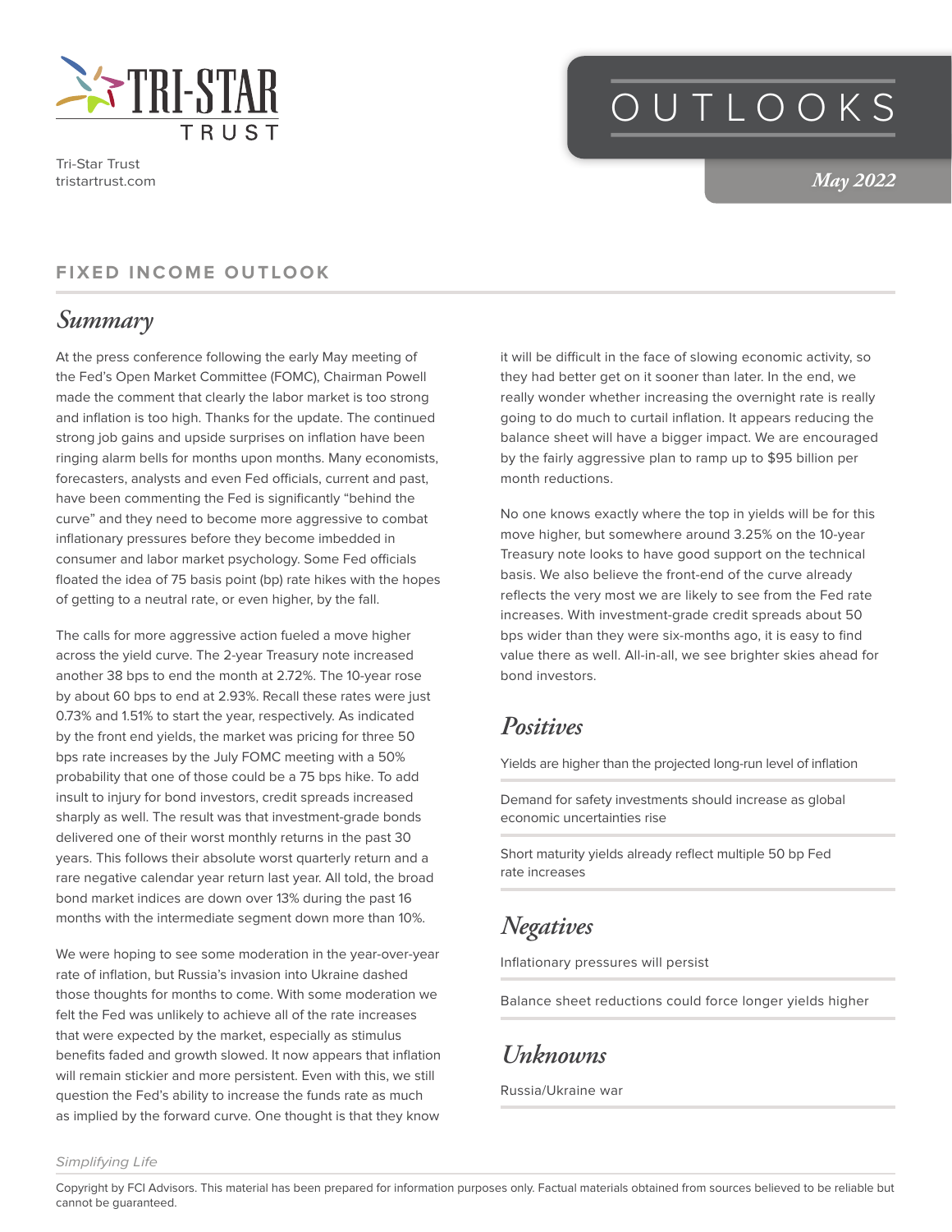Tri-Star Trust
tristartrust.com

# OUTLOOKS

*May 2022*

## FIXED INCOME OUTLOOK

### *Summary*

At the press conference following the early May meeting of the Fed's Open Market Committee (FOMC), Chairman Powell made the comment that clearly the labor market is too strong and inflation is too high. Thanks for the update. The continued strong job gains and upside surprises on inflation have been ringing alarm bells for months upon months. Many economists, forecasters, analysts and even Fed officials, current and past, have been commenting the Fed is significantly "behind the curve" and they need to become more aggressive to combat inflationary pressures before they become imbedded in consumer and labor market psychology. Some Fed officials floated the idea of 75 basis point (bp) rate hikes with the hopes of getting to a neutral rate, or even higher, by the fall.

The calls for more aggressive action fueled a move higher across the yield curve. The 2-year Treasury note increased another 38 bps to end the month at 2.72%. The 10-year rose by about 60 bps to end at 2.93%. Recall these rates were just 0.73% and 1.51% to start the year, respectively. As indicated by the front end yields, the market was pricing for three 50 bps rate increases by the July FOMC meeting with a 50% probability that one of those could be a 75 bps hike. To add insult to injury for bond investors, credit spreads increased sharply as well. The result was that investment-grade bonds delivered one of their worst monthly returns in the past 30 years. This follows their absolute worst quarterly return and a rare negative calendar year return last year. All told, the broad bond market indices are down over 13% during the past 16 months with the intermediate segment down more than 10%.

We were hoping to see some moderation in the year-over-year rate of inflation, but Russia's invasion into Ukraine dashed those thoughts for months to come. With some moderation we felt the Fed was unlikely to achieve all of the rate increases that were expected by the market, especially as stimulus benefits faded and growth slowed. It now appears that inflation will remain stickier and more persistent. Even with this, we still question the Fed's ability to increase the funds rate as much as implied by the forward curve. One thought is that they know it will be difficult in the face of slowing economic activity, so they had better get on it sooner than later. In the end, we really wonder whether increasing the overnight rate is really going to do much to curtail inflation. It appears reducing the balance sheet will have a bigger impact. We are encouraged by the fairly aggressive plan to ramp up to $95 billion per month reductions.

No one knows exactly where the top in yields will be for this move higher, but somewhere around 3.25% on the 10-year Treasury note looks to have good support on the technical basis. We also believe the front-end of the curve already reflects the very most we are likely to see from the Fed rate increases. With investment-grade credit spreads about 50 bps wider than they were six-months ago, it is easy to find value there as well. All-in-all, we see brighter skies ahead for bond investors.

### *Positives*

Yields are higher than the projected long-run level of inflation

Demand for safety investments should increase as global economic uncertainties rise

Short maturity yields already reflect multiple 50 bp Fed rate increases

### *Negatives*

Inflationary pressures will persist

Balance sheet reductions could force longer yields higher

### *Unknowns*

Russia/Ukraine war

*Simplifying Life*

Copyright by FCI Advisors. This material has been prepared for information purposes only. Factual materials obtained from sources believed to be reliable but cannot be guaranteed.